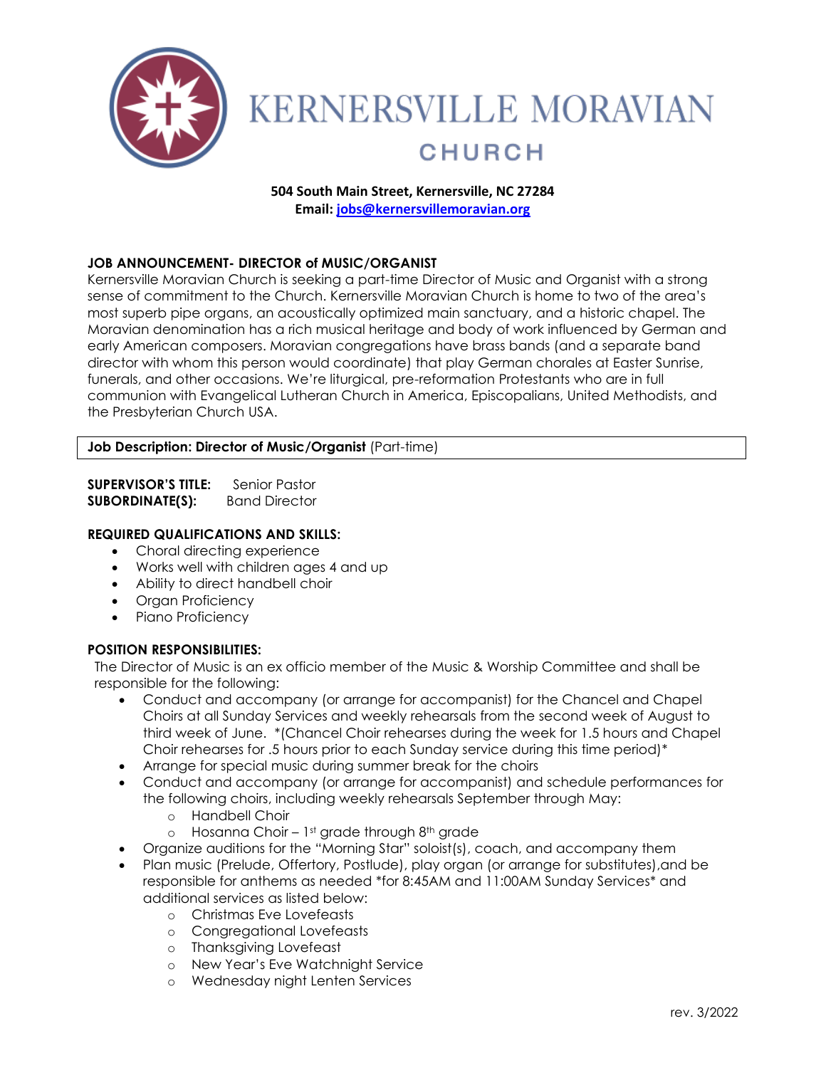# KERNERSVILLE MORAVIAN CHURCH

**504 South Main Street, Kernersville, NC 27284**
**Email: jobs@kernersvillemoravian.org**

## JOB ANNOUNCEMENT- DIRECTOR of MUSIC/ORGANIST

Kernersville Moravian Church is seeking a part-time Director of Music and Organist with a strong sense of commitment to the Church. Kernersville Moravian Church is home to two of the area's most superb pipe organs, an acoustically optimized main sanctuary, and a historic chapel. The Moravian denomination has a rich musical heritage and body of work influenced by German and early American composers. Moravian congregations have brass bands (and a separate band director with whom this person would coordinate) that play German chorales at Easter Sunrise, funerals, and other occasions. We're liturgical, pre-reformation Protestants who are in full communion with Evangelical Lutheran Church in America, Episcopalians, United Methodists, and the Presbyterian Church USA.

**Job Description: Director of Music/Organist** (Part-time)

**SUPERVISOR'S TITLE:** Senior Pastor
**SUBORDINATE(S):** Band Director

**REQUIRED QUALIFICATIONS AND SKILLS:**

- Choral directing experience
- Works well with children ages 4 and up
- Ability to direct handbell choir
- Organ Proficiency
- Piano Proficiency

**POSITION RESPONSIBILITIES:**

The Director of Music is an ex officio member of the Music & Worship Committee and shall be responsible for the following:

- Conduct and accompany (or arrange for accompanist) for the Chancel and Chapel Choirs at all Sunday Services and weekly rehearsals from the second week of August to third week of June. *(Chancel Choir rehearses during the week for 1.5 hours and Chapel Choir rehearses for .5 hours prior to each Sunday service during this time period)*
- Arrange for special music during summer break for the choirs
- Conduct and accompany (or arrange for accompanist) and schedule performances for the following choirs, including weekly rehearsals September through May:
  - Handbell Choir
  - Hosanna Choir – 1st grade through 8th grade
- Organize auditions for the "Morning Star" soloist(s), coach, and accompany them
- Plan music (Prelude, Offertory, Postlude), play organ (or arrange for substitutes),and be responsible for anthems as needed *for 8:45AM and 11:00AM Sunday Services* and additional services as listed below:
  - Christmas Eve Lovefeasts
  - Congregational Lovefeasts
  - Thanksgiving Lovefeast
  - New Year's Eve Watchnight Service
  - Wednesday night Lenten Services

rev. 3/2022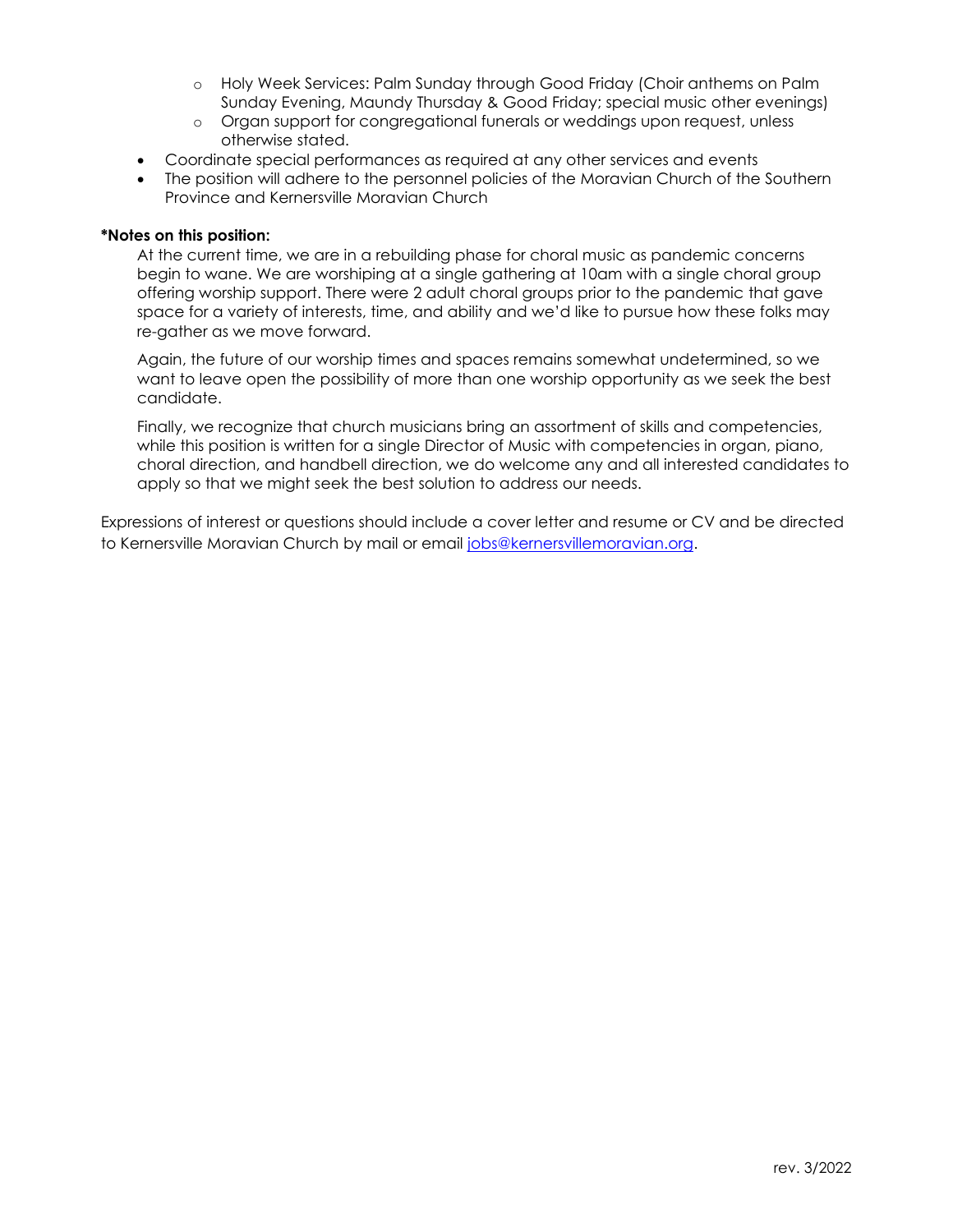- Holy Week Services: Palm Sunday through Good Friday (Choir anthems on Palm Sunday Evening, Maundy Thursday & Good Friday; special music other evenings)
    - Organ support for congregational funerals or weddings upon request, unless otherwise stated.
- Coordinate special performances as required at any other services and events
- The position will adhere to the personnel policies of the Moravian Church of the Southern Province and Kernersville Moravian Church

**\*Notes on this position:**

At the current time, we are in a rebuilding phase for choral music as pandemic concerns begin to wane. We are worshiping at a single gathering at 10am with a single choral group offering worship support. There were 2 adult choral groups prior to the pandemic that gave space for a variety of interests, time, and ability and we'd like to pursue how these folks may re-gather as we move forward.

Again, the future of our worship times and spaces remains somewhat undetermined, so we want to leave open the possibility of more than one worship opportunity as we seek the best candidate.

Finally, we recognize that church musicians bring an assortment of skills and competencies, while this position is written for a single Director of Music with competencies in organ, piano, choral direction, and handbell direction, we do welcome any and all interested candidates to apply so that we might seek the best solution to address our needs.

Expressions of interest or questions should include a cover letter and resume or CV and be directed to Kernersville Moravian Church by mail or email jobs@kernersvillemoravian.org.

rev. 3/2022